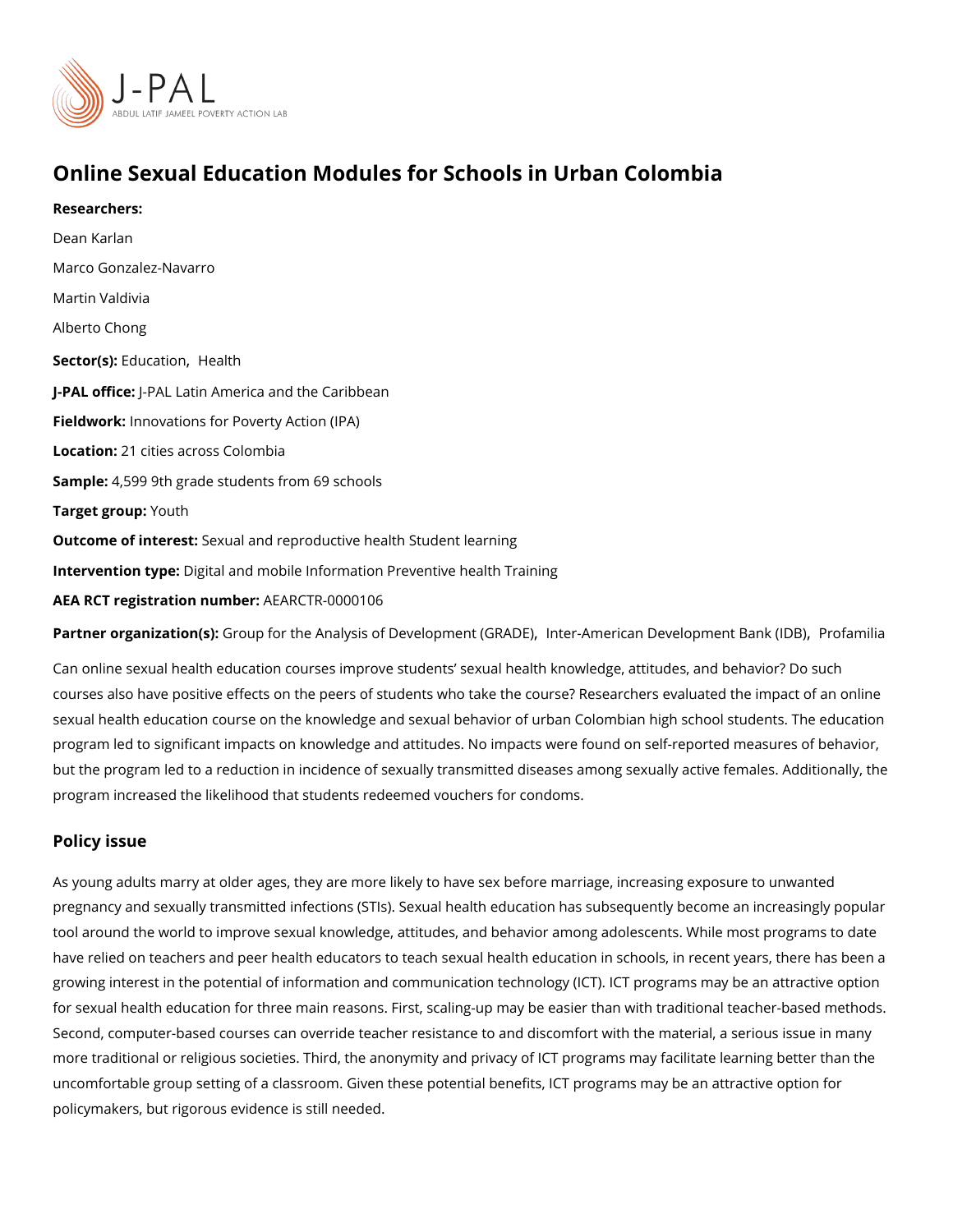# Online Sexual Education Modules for Schools in Urban Colombia

**Researchers:**

Dean Karlan

Marco Gonzalez-Navarro

Martin Valdivia

Alberto Chong

**Sector(s):** Education, Health

**J-PAL office:** J-PAL Latin America and the Caribbean

**Fieldwork:** Innovations for Poverty Action (IPA)

**Location:** 21 cities across Colombia

**Sample:** 4,599 9th grade students from 69 schools

**Target group:** Youth

**Outcome of interest:** Sexual and reproductive health Student learning

**Intervention type:** Digital and mobile Information Preventive health Training

**AEA RCT registration number:** AEARCTR-0000106

**Partner organization(s):** Group for the Analysis of Development (GRADE), Inter-American Development Bank (IDB), Profamilia

Can online sexual health education courses improve students' sexual health knowledge, attitudes, and behavior? Do such courses also have positive effects on the peers of students who take the course? Researchers evaluated the impact of an online sexual health education course on the knowledge and sexual behavior of urban Colombian high school students. The education program led to significant impacts on knowledge and attitudes. No impacts were found on self-reported measures of behavior, but the program led to a reduction in incidence of sexually transmitted diseases among sexually active females. Additionally, the program increased the likelihood that students redeemed vouchers for condoms.

## Policy issue

As young adults marry at older ages, they are more likely to have sex before marriage, increasing exposure to unwanted pregnancy and sexually transmitted infections (STIs). Sexual health education has subsequently become an increasingly popular tool around the world to improve sexual knowledge, attitudes, and behavior among adolescents. While most programs to date have relied on teachers and peer health educators to teach sexual health education in schools, in recent years, there has been a growing interest in the potential of information and communication technology (ICT). ICT programs may be an attractive option for sexual health education for three main reasons. First, scaling-up may be easier than with traditional teacher-based methods. Second, computer-based courses can override teacher resistance to and discomfort with the material, a serious issue in many more traditional or religious societies. Third, the anonymity and privacy of ICT programs may facilitate learning better than the uncomfortable group setting of a classroom. Given these potential benefits, ICT programs may be an attractive option for policymakers, but rigorous evidence is still needed.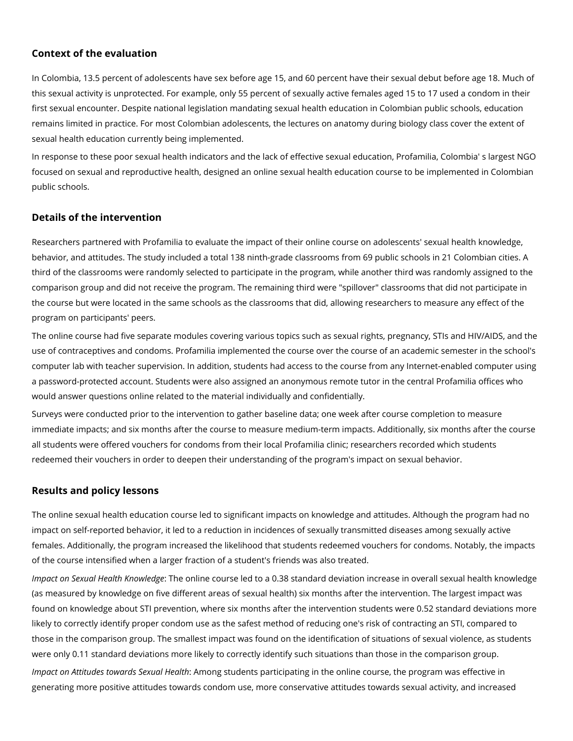## Context of the evaluation

In Colombia, 13.5 percent of adolescents have sex before age 15, and 60 percent have their sexual debut before age 18. Much of this sexual activity is unprotected. For example, only 55 percent of sexually active females aged 15 to 17 used a condom in their first sexual encounter. Despite national legislation mandating sexual health education in Colombian public schools, education remains limited in practice. For most Colombian adolescents, the lectures on anatomy during biology class cover the extent of sexual health education currently being implemented.

In response to these poor sexual health indicators and the lack of effective sexual education, Profamilia, Colombia' s largest NGO focused on sexual and reproductive health, designed an online sexual health education course to be implemented in Colombian public schools.

## Details of the intervention

Researchers partnered with Profamilia to evaluate the impact of their online course on adolescents' sexual health knowledge, behavior, and attitudes. The study included a total 138 ninth-grade classrooms from 69 public schools in 21 Colombian cities. A third of the classrooms were randomly selected to participate in the program, while another third was randomly assigned to the comparison group and did not receive the program. The remaining third were "spillover" classrooms that did not participate in the course but were located in the same schools as the classrooms that did, allowing researchers to measure any effect of the program on participants' peers.

The online course had five separate modules covering various topics such as sexual rights, pregnancy, STIs and HIV/AIDS, and the use of contraceptives and condoms. Profamilia implemented the course over the course of an academic semester in the school's computer lab with teacher supervision. In addition, students had access to the course from any Internet-enabled computer using a password-protected account. Students were also assigned an anonymous remote tutor in the central Profamilia offices who would answer questions online related to the material individually and confidentially.

Surveys were conducted prior to the intervention to gather baseline data; one week after course completion to measure immediate impacts; and six months after the course to measure medium-term impacts. Additionally, six months after the course all students were offered vouchers for condoms from their local Profamilia clinic; researchers recorded which students redeemed their vouchers in order to deepen their understanding of the program's impact on sexual behavior.

## Results and policy lessons

The online sexual health education course led to significant impacts on knowledge and attitudes. Although the program had no impact on self-reported behavior, it led to a reduction in incidences of sexually transmitted diseases among sexually active females. Additionally, the program increased the likelihood that students redeemed vouchers for condoms. Notably, the impacts of the course intensified when a larger fraction of a student's friends was also treated.

*Impact on Sexual Health Knowledge*: The online course led to a 0.38 standard deviation increase in overall sexual health knowledge (as measured by knowledge on five different areas of sexual health) six months after the intervention. The largest impact was found on knowledge about STI prevention, where six months after the intervention students were 0.52 standard deviations more likely to correctly identify proper condom use as the safest method of reducing one's risk of contracting an STI, compared to those in the comparison group. The smallest impact was found on the identification of situations of sexual violence, as students were only 0.11 standard deviations more likely to correctly identify such situations than those in the comparison group.

*Impact on Attitudes towards Sexual Health*: Among students participating in the online course, the program was effective in generating more positive attitudes towards condom use, more conservative attitudes towards sexual activity, and increased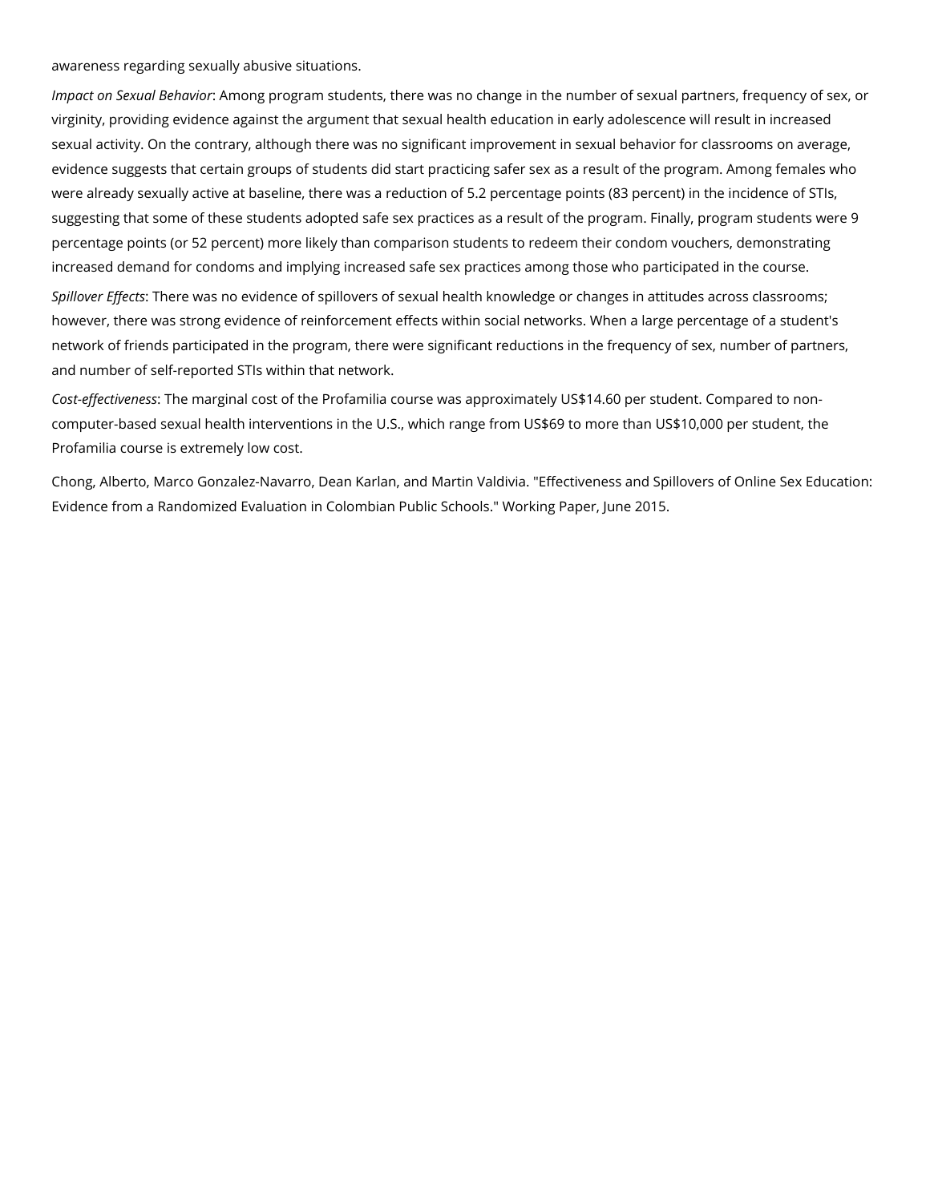awareness regarding sexually abusive situations.

*Impact on Sexual Behavior*: Among program students, there was no change in the number of sexual partners, frequency of sex, or virginity, providing evidence against the argument that sexual health education in early adolescence will result in increased sexual activity. On the contrary, although there was no significant improvement in sexual behavior for classrooms on average, evidence suggests that certain groups of students did start practicing safer sex as a result of the program. Among females who were already sexually active at baseline, there was a reduction of 5.2 percentage points (83 percent) in the incidence of STIs, suggesting that some of these students adopted safe sex practices as a result of the program. Finally, program students were 9 percentage points (or 52 percent) more likely than comparison students to redeem their condom vouchers, demonstrating increased demand for condoms and implying increased safe sex practices among those who participated in the course.

*Spillover Effects*: There was no evidence of spillovers of sexual health knowledge or changes in attitudes across classrooms; however, there was strong evidence of reinforcement effects within social networks. When a large percentage of a student's network of friends participated in the program, there were significant reductions in the frequency of sex, number of partners, and number of self-reported STIs within that network.

*Cost-effectiveness*: The marginal cost of the Profamilia course was approximately US$14.60 per student. Compared to non-computer-based sexual health interventions in the U.S., which range from US$69 to more than US$10,000 per student, the Profamilia course is extremely low cost.

Chong, Alberto, Marco Gonzalez-Navarro, Dean Karlan, and Martin Valdivia. "Effectiveness and Spillovers of Online Sex Education: Evidence from a Randomized Evaluation in Colombian Public Schools." Working Paper, June 2015.